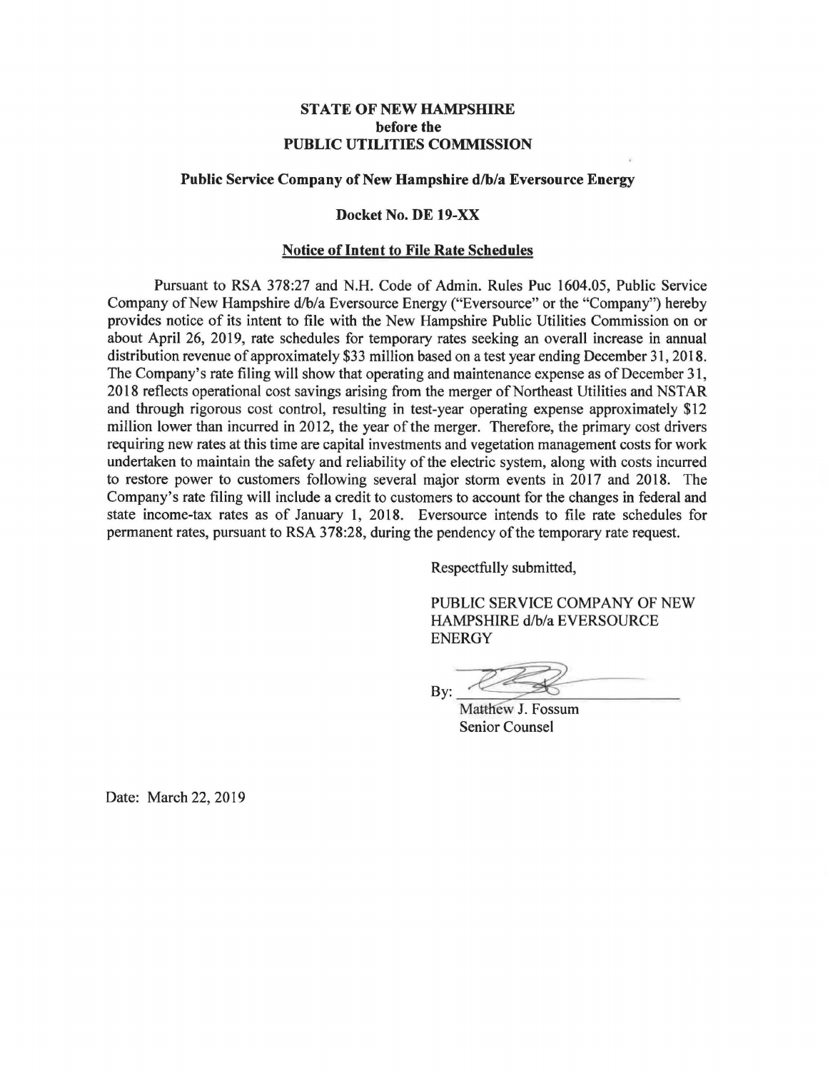**STATE OF NEW HAMPSHIRE**
**before the**
**PUBLIC UTILITIES COMMISSION**

**Public Service Company of New Hampshire d/b/a Eversource Energy**

**Docket No. DE 19-XX**

**Notice of Intent to File Rate Schedules**

Pursuant to RSA 378:27 and N.H. Code of Admin. Rules Puc 1604.05, Public Service Company of New Hampshire d/b/a Eversource Energy ("Eversource" or the "Company") hereby provides notice of its intent to file with the New Hampshire Public Utilities Commission on or about April 26, 2019, rate schedules for temporary rates seeking an overall increase in annual distribution revenue of approximately $33 million based on a test year ending December 31, 2018. The Company's rate filing will show that operating and maintenance expense as of December 31, 2018 reflects operational cost savings arising from the merger of Northeast Utilities and NSTAR and through rigorous cost control, resulting in test-year operating expense approximately $12 million lower than incurred in 2012, the year of the merger. Therefore, the primary cost drivers requiring new rates at this time are capital investments and vegetation management costs for work undertaken to maintain the safety and reliability of the electric system, along with costs incurred to restore power to customers following several major storm events in 2017 and 2018. The Company's rate filing will include a credit to customers to account for the changes in federal and state income-tax rates as of January 1, 2018. Eversource intends to file rate schedules for permanent rates, pursuant to RSA 378:28, during the pendency of the temporary rate request.

Respectfully submitted,

PUBLIC SERVICE COMPANY OF NEW HAMPSHIRE d/b/a EVERSOURCE ENERGY

By: ______________________
Matthew J. Fossum
Senior Counsel

Date: March 22, 2019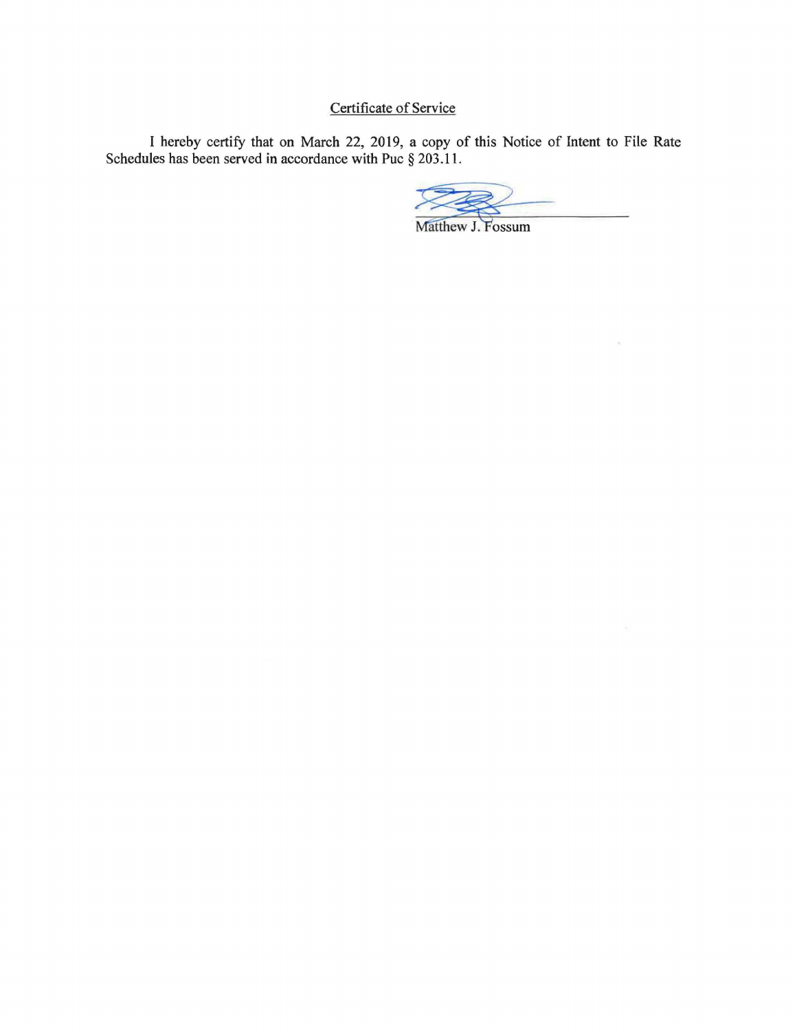Certificate of Service

I hereby certify that on March 22, 2019, a copy of this Notice of Intent to File Rate Schedules has been served in accordance with Puc § 203.11.

Matthew J. Fossum